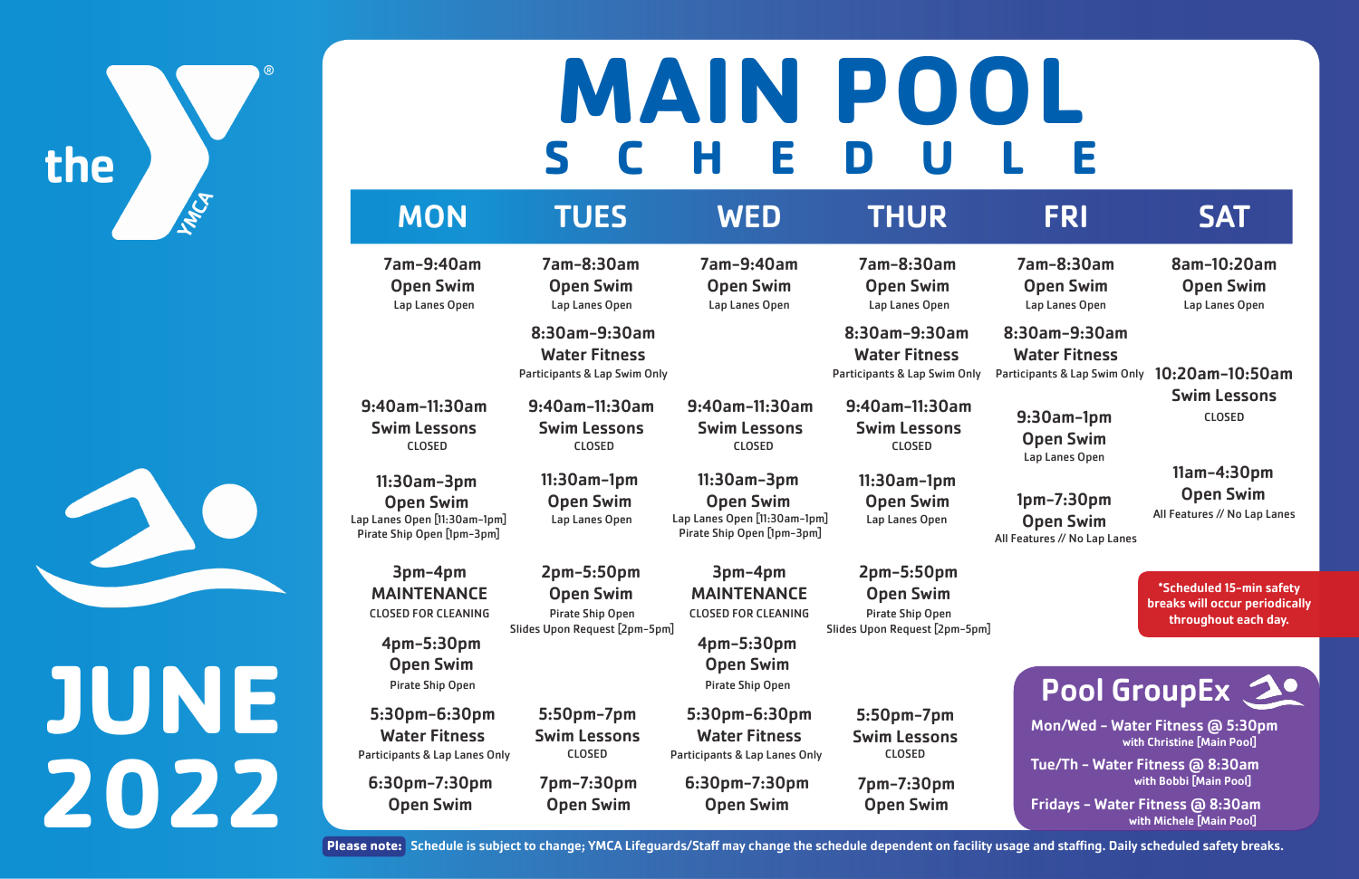# MAIN POOL SCHEDULE

## JUNE 2022

| MON | TUES | WED | THUR | FRI | SAT |
|---|---|---|---|---|---|
| **7am-9:40am** Open Swim Lap Lanes Open | **7am-8:30am** Open Swim Lap Lanes Open | **7am-9:40am** Open Swim Lap Lanes Open | **7am-8:30am** Open Swim Lap Lanes Open | **7am-8:30am** Open Swim Lap Lanes Open | **8am-10:20am** Open Swim Lap Lanes Open |
| | **8:30am-9:30am** Water Fitness Participants & Lap Swim Only | | **8:30am-9:30am** Water Fitness Participants & Lap Swim Only | **8:30am-9:30am** Water Fitness Participants & Lap Swim Only | **10:20am-10:50am** Swim Lessons CLOSED |
| **9:40am-11:30am** Swim Lessons CLOSED | **9:40am-11:30am** Swim Lessons CLOSED | **9:40am-11:30am** Swim Lessons CLOSED | **9:40am-11:30am** Swim Lessons CLOSED | **9:30am-1pm** Open Swim Lap Lanes Open | |
| **11:30am-3pm** Open Swim Lap Lanes Open [11:30am-1pm] Pirate Ship Open [1pm-3pm] | **11:30am-1pm** Open Swim Lap Lanes Open | **11:30am-3pm** Open Swim Lap Lanes Open [11:30am-1pm] Pirate Ship Open [1pm-3pm] | **11:30am-1pm** Open Swim Lap Lanes Open | **1pm-7:30pm** Open Swim All Features // No Lap Lanes | **11am-4:30pm** Open Swim All Features // No Lap Lanes |
| **3pm-4pm** MAINTENANCE CLOSED FOR CLEANING | **2pm-5:50pm** Open Swim Pirate Ship Open Slides Upon Request [2pm-5pm] | **3pm-4pm** MAINTENANCE CLOSED FOR CLEANING | **2pm-5:50pm** Open Swim Pirate Ship Open Slides Upon Request [2pm-5pm] | | |
| **4pm-5:30pm** Open Swim Pirate Ship Open | | **4pm-5:30pm** Open Swim Pirate Ship Open | | | |
| **5:30pm-6:30pm** Water Fitness Participants & Lap Lanes Only | **5:50pm-7pm** Swim Lessons CLOSED | **5:30pm-6:30pm** Water Fitness Participants & Lap Lanes Only | **5:50pm-7pm** Swim Lessons CLOSED | | |
| **6:30pm-7:30pm** Open Swim | **7pm-7:30pm** Open Swim | **6:30pm-7:30pm** Open Swim | **7pm-7:30pm** Open Swim | | |

*Scheduled 15-min safety breaks will occur periodically throughout each day.

### Pool GroupEx

- Mon/Wed – Water Fitness @ 5:30pm with Christine [Main Pool]
- Tue/Th – Water Fitness @ 8:30am with Bobbi [Main Pool]
- Fridays – Water Fitness @ 8:30am with Michele [Main Pool]

**Please note:** Schedule is subject to change; YMCA Lifeguards/Staff may change the schedule dependent on facility usage and staffing. Daily scheduled safety breaks.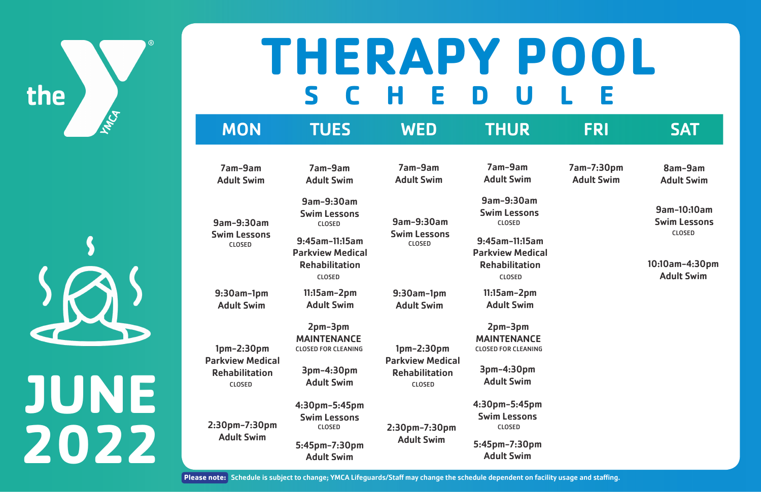the YMCA

# THERAPY POOL SCHEDULE

## JUNE 2022

| MON | TUES | WED | THUR | FRI | SAT |
|---|---|---|---|---|---|
| 7am-9am Adult Swim | 7am-9am Adult Swim | 7am-9am Adult Swim | 7am-9am Adult Swim | 7am-7:30pm Adult Swim | 8am-9am Adult Swim |
| 9am-9:30am Swim Lessons CLOSED | 9am-9:30am Swim Lessons CLOSED | 9am-9:30am Swim Lessons CLOSED | 9am-9:30am Swim Lessons CLOSED | | 9am-10:10am Swim Lessons CLOSED |
| | 9:45am-11:15am Parkview Medical Rehabilitation CLOSED | | 9:45am-11:15am Parkview Medical Rehabilitation CLOSED | | 10:10am-4:30pm Adult Swim |
| 9:30am-1pm Adult Swim | 11:15am-2pm Adult Swim | 9:30am-1pm Adult Swim | 11:15am-2pm Adult Swim | | |
| 1pm-2:30pm Parkview Medical Rehabilitation CLOSED | 2pm-3pm MAINTENANCE CLOSED FOR CLEANING | 1pm-2:30pm Parkview Medical Rehabilitation CLOSED | 2pm-3pm MAINTENANCE CLOSED FOR CLEANING | | |
| | 3pm-4:30pm Adult Swim | | 3pm-4:30pm Adult Swim | | |
| 2:30pm-7:30pm Adult Swim | 4:30pm-5:45pm Swim Lessons CLOSED | 2:30pm-7:30pm Adult Swim | 4:30pm-5:45pm Swim Lessons CLOSED | | |
| | 5:45pm-7:30pm Adult Swim | | 5:45pm-7:30pm Adult Swim | | |

**Please note:** Schedule is subject to change; YMCA Lifeguards/Staff may change the schedule dependent on facility usage and staffing.